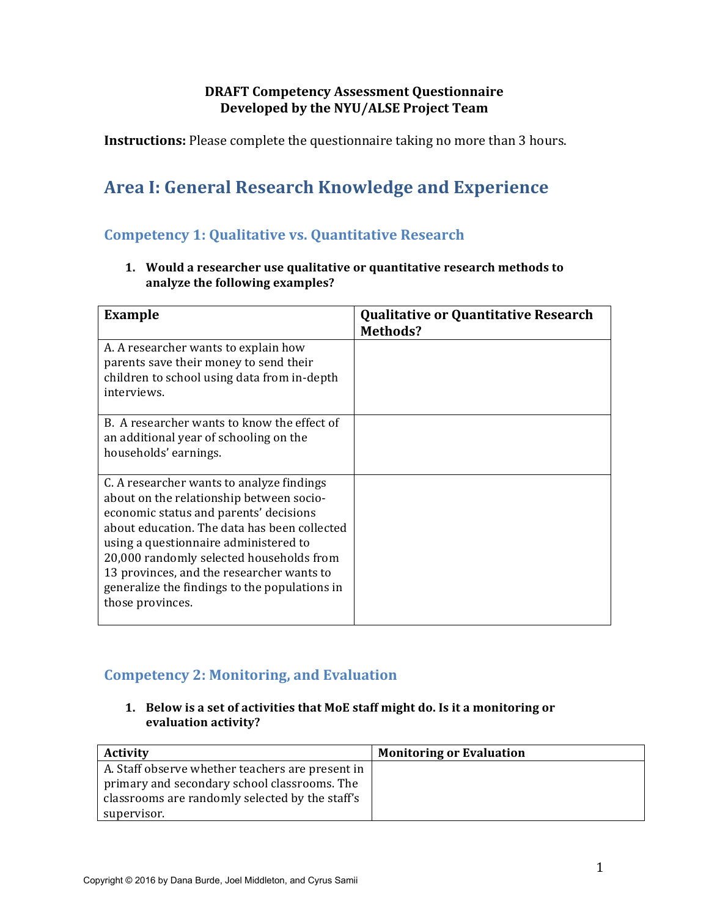**DRAFT Competency Assessment Questionnaire**
**Developed by the NYU/ALSE Project Team**

**Instructions:** Please complete the questionnaire taking no more than 3 hours.

# Area I: General Research Knowledge and Experience

## Competency 1: Qualitative vs. Quantitative Research

1. **Would a researcher use qualitative or quantitative research methods to analyze the following examples?**

| Example | Qualitative or Quantitative Research Methods? |
|---|---|
| A. A researcher wants to explain how parents save their money to send their children to school using data from in-depth interviews. | |
| B. A researcher wants to know the effect of an additional year of schooling on the households' earnings. | |
| C. A researcher wants to analyze findings about on the relationship between socio-economic status and parents' decisions about education. The data has been collected using a questionnaire administered to 20,000 randomly selected households from 13 provinces, and the researcher wants to generalize the findings to the populations in those provinces. | |

## Competency 2: Monitoring, and Evaluation

1. **Below is a set of activities that MoE staff might do. Is it a monitoring or evaluation activity?**

| Activity | Monitoring or Evaluation |
|---|---|
| A. Staff observe whether teachers are present in primary and secondary school classrooms. The classrooms are randomly selected by the staff's supervisor. | |

Copyright © 2016 by Dana Burde, Joel Middleton, and Cyrus Samii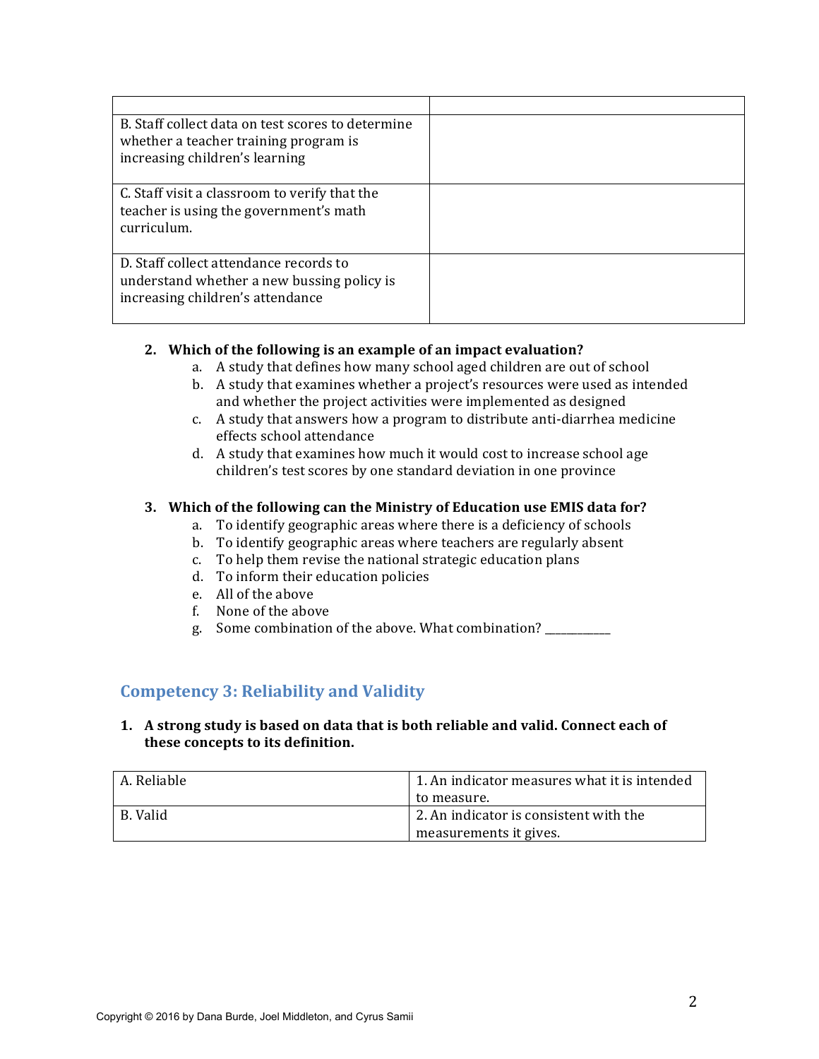| | |
|---|---|
| B. Staff collect data on test scores to determine whether a teacher training program is increasing children's learning | |
| C. Staff visit a classroom to verify that the teacher is using the government's math curriculum. | |
| D. Staff collect attendance records to understand whether a new bussing policy is increasing children's attendance | |

2. **Which of the following is an example of an impact evaluation?**
   a. A study that defines how many school aged children are out of school
   b. A study that examines whether a project's resources were used as intended and whether the project activities were implemented as designed
   c. A study that answers how a program to distribute anti-diarrhea medicine effects school attendance
   d. A study that examines how much it would cost to increase school age children's test scores by one standard deviation in one province

3. **Which of the following can the Ministry of Education use EMIS data for?**
   a. To identify geographic areas where there is a deficiency of schools
   b. To identify geographic areas where teachers are regularly absent
   c. To help them revise the national strategic education plans
   d. To inform their education policies
   e. All of the above
   f. None of the above
   g. Some combination of the above. What combination? ___________

## Competency 3: Reliability and Validity

1. **A strong study is based on data that is both reliable and valid. Connect each of these concepts to its definition.**

| | |
|---|---|
| A. Reliable | 1. An indicator measures what it is intended to measure. |
| B. Valid | 2. An indicator is consistent with the measurements it gives. |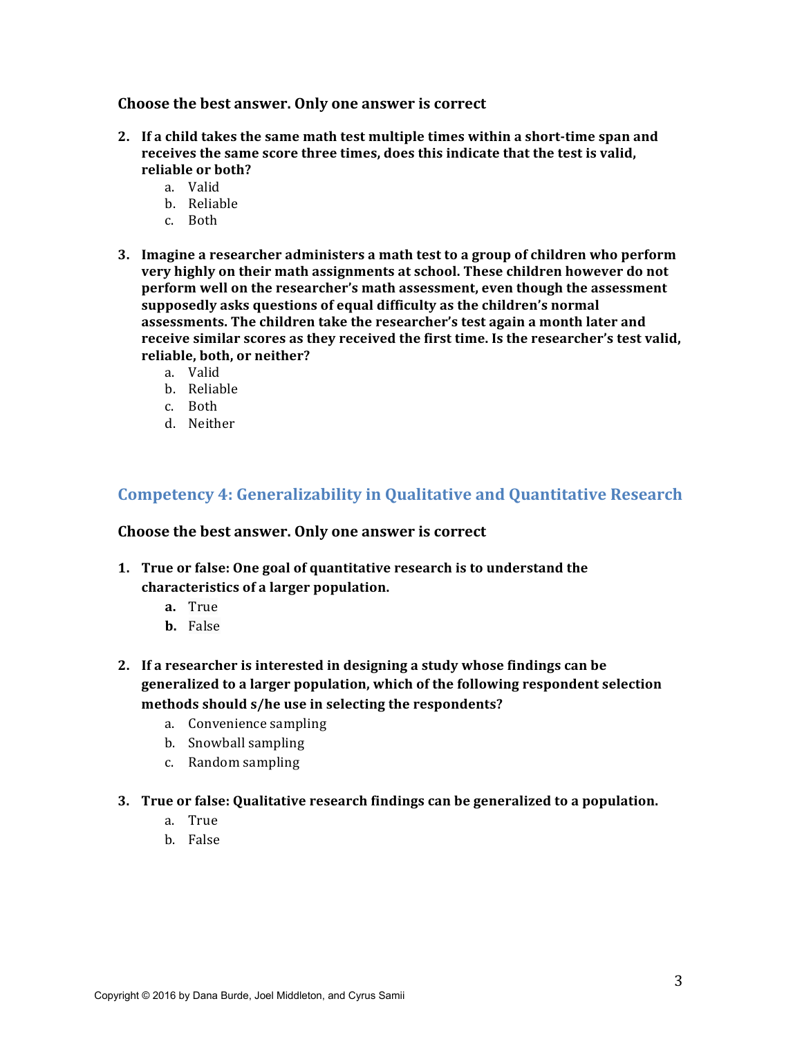**Choose the best answer. Only one answer is correct**

2. **If a child takes the same math test multiple times within a short-time span and receives the same score three times, does this indicate that the test is valid, reliable or both?**
    a. Valid
    b. Reliable
    c. Both

3. **Imagine a researcher administers a math test to a group of children who perform very highly on their math assignments at school. These children however do not perform well on the researcher's math assessment, even though the assessment supposedly asks questions of equal difficulty as the children's normal assessments. The children take the researcher's test again a month later and receive similar scores as they received the first time. Is the researcher's test valid, reliable, both, or neither?**
    a. Valid
    b. Reliable
    c. Both
    d. Neither

## Competency 4: Generalizability in Qualitative and Quantitative Research

**Choose the best answer. Only one answer is correct**

1. **True or false: One goal of quantitative research is to understand the characteristics of a larger population.**
    **a.** True
    **b.** False

2. **If a researcher is interested in designing a study whose findings can be generalized to a larger population, which of the following respondent selection methods should s/he use in selecting the respondents?**
    a. Convenience sampling
    b. Snowball sampling
    c. Random sampling

3. **True or false: Qualitative research findings can be generalized to a population.**
    a. True
    b. False

Copyright © 2016 by Dana Burde, Joel Middleton, and Cyrus Samii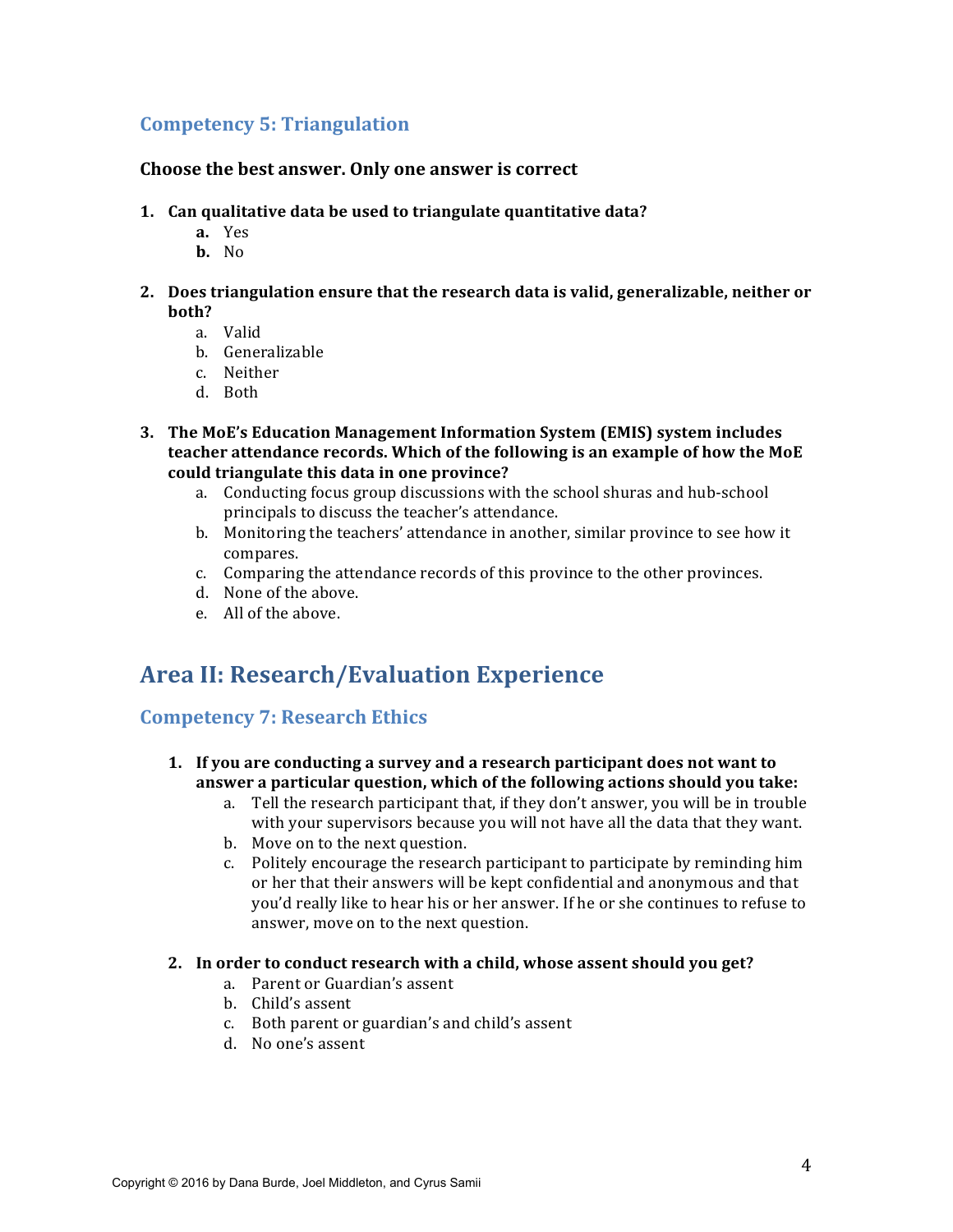### Competency 5: Triangulation

**Choose the best answer. Only one answer is correct**

1. **Can qualitative data be used to triangulate quantitative data?**
   - **a.** Yes
   - **b.** No

2. **Does triangulation ensure that the research data is valid, generalizable, neither or both?**
   - a. Valid
   - b. Generalizable
   - c. Neither
   - d. Both

3. **The MoE's Education Management Information System (EMIS) system includes teacher attendance records. Which of the following is an example of how the MoE could triangulate this data in one province?**
   - a. Conducting focus group discussions with the school shuras and hub-school principals to discuss the teacher's attendance.
   - b. Monitoring the teachers' attendance in another, similar province to see how it compares.
   - c. Comparing the attendance records of this province to the other provinces.
   - d. None of the above.
   - e. All of the above.

## Area II: Research/Evaluation Experience

### Competency 7: Research Ethics

1. **If you are conducting a survey and a research participant does not want to answer a particular question, which of the following actions should you take:**
   - a. Tell the research participant that, if they don't answer, you will be in trouble with your supervisors because you will not have all the data that they want.
   - b. Move on to the next question.
   - c. Politely encourage the research participant to participate by reminding him or her that their answers will be kept confidential and anonymous and that you'd really like to hear his or her answer. If he or she continues to refuse to answer, move on to the next question.

2. **In order to conduct research with a child, whose assent should you get?**
   - a. Parent or Guardian's assent
   - b. Child's assent
   - c. Both parent or guardian's and child's assent
   - d. No one's assent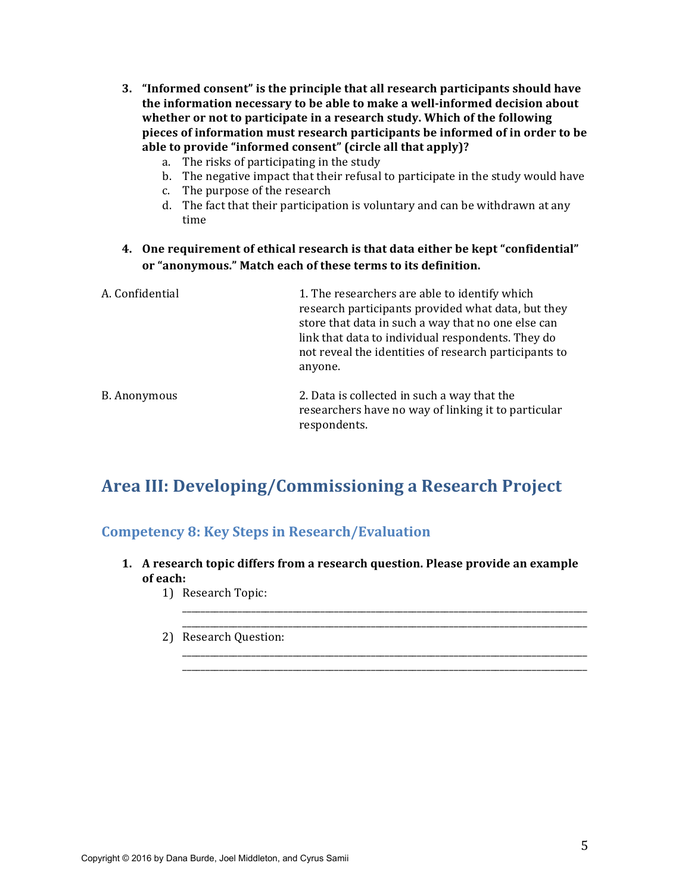3. **"Informed consent" is the principle that all research participants should have the information necessary to be able to make a well-informed decision about whether or not to participate in a research study. Which of the following pieces of information must research participants be informed of in order to be able to provide "informed consent" (circle all that apply)?**
   a. The risks of participating in the study
   b. The negative impact that their refusal to participate in the study would have
   c. The purpose of the research
   d. The fact that their participation is voluntary and can be withdrawn at any time

4. **One requirement of ethical research is that data either be kept "confidential" or "anonymous." Match each of these terms to its definition.**

| | |
|---|---|
| A. Confidential | 1. The researchers are able to identify which research participants provided what data, but they store that data in such a way that no one else can link that data to individual respondents. They do not reveal the identities of research participants to anyone. |
| B. Anonymous | 2. Data is collected in such a way that the researchers have no way of linking it to particular respondents. |

# Area III: Developing/Commissioning a Research Project

## Competency 8: Key Steps in Research/Evaluation

1. **A research topic differs from a research question. Please provide an example of each:**
   1) Research Topic:
   ______________________________________________________________________________
   ______________________________________________________________________________
   2) Research Question:
   ______________________________________________________________________________
   ______________________________________________________________________________

Copyright © 2016 by Dana Burde, Joel Middleton, and Cyrus Samii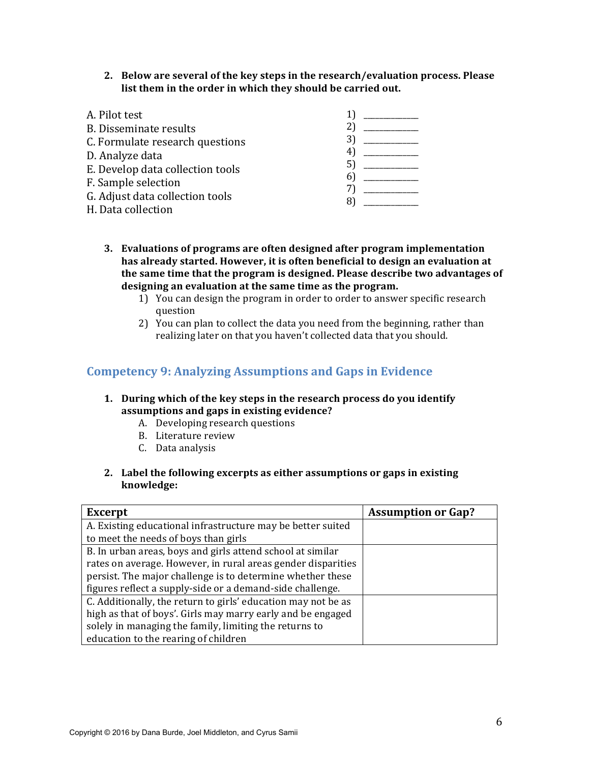2. **Below are several of the key steps in the research/evaluation process. Please list them in the order in which they should be carried out.**

A. Pilot test
B. Disseminate results
C. Formulate research questions
D. Analyze data
E. Develop data collection tools
F. Sample selection
G. Adjust data collection tools
H. Data collection

1) ____________
2) ____________
3) ____________
4) ____________
5) ____________
6) ____________
7) ____________
8) ____________

3. **Evaluations of programs are often designed after program implementation has already started. However, it is often beneficial to design an evaluation at the same time that the program is designed. Please describe two advantages of designing an evaluation at the same time as the program.**
    1) You can design the program in order to order to answer specific research question
    2) You can plan to collect the data you need from the beginning, rather than realizing later on that you haven't collected data that you should.

## Competency 9: Analyzing Assumptions and Gaps in Evidence

1. **During which of the key steps in the research process do you identify assumptions and gaps in existing evidence?**
    A. Developing research questions
    B. Literature review
    C. Data analysis

2. **Label the following excerpts as either assumptions or gaps in existing knowledge:**

| **Excerpt** | **Assumption or Gap?** |
|---|---|
| A. Existing educational infrastructure may be better suited to meet the needs of boys than girls | |
| B. In urban areas, boys and girls attend school at similar rates on average. However, in rural areas gender disparities persist. The major challenge is to determine whether these figures reflect a supply-side or a demand-side challenge. | |
| C. Additionally, the return to girls' education may not be as high as that of boys'. Girls may marry early and be engaged solely in managing the family, limiting the returns to education to the rearing of children | |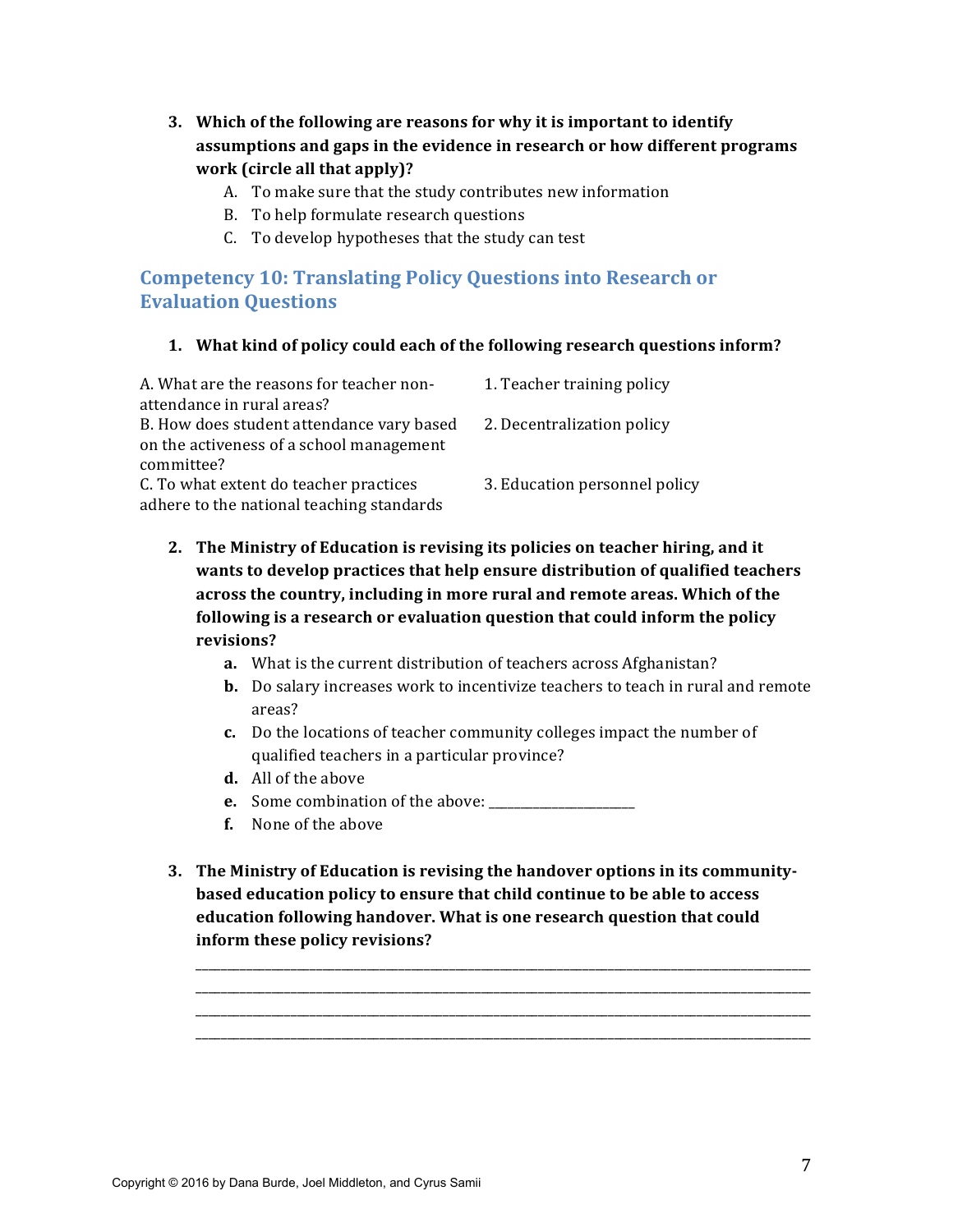3. **Which of the following are reasons for why it is important to identify assumptions and gaps in the evidence in research or how different programs work (circle all that apply)?**
   A. To make sure that the study contributes new information
   B. To help formulate research questions
   C. To develop hypotheses that the study can test

## Competency 10: Translating Policy Questions into Research or Evaluation Questions

1. **What kind of policy could each of the following research questions inform?**

| | |
|---|---|
| A. What are the reasons for teacher non-attendance in rural areas? | 1. Teacher training policy |
| B. How does student attendance vary based on the activeness of a school management committee? | 2. Decentralization policy |
| C. To what extent do teacher practices adhere to the national teaching standards | 3. Education personnel policy |

2. **The Ministry of Education is revising its policies on teacher hiring, and it wants to develop practices that help ensure distribution of qualified teachers across the country, including in more rural and remote areas. Which of the following is a research or evaluation question that could inform the policy revisions?**
   **a.** What is the current distribution of teachers across Afghanistan?
   **b.** Do salary increases work to incentivize teachers to teach in rural and remote areas?
   **c.** Do the locations of teacher community colleges impact the number of qualified teachers in a particular province?
   **d.** All of the above
   **e.** Some combination of the above: ______________________
   **f.** None of the above

3. **The Ministry of Education is revising the handover options in its community-based education policy to ensure that child continue to be able to access education following handover. What is one research question that could inform these policy revisions?**

_______________________________________________________________________________
_______________________________________________________________________________
_______________________________________________________________________________
_______________________________________________________________________________

Copyright © 2016 by Dana Burde, Joel Middleton, and Cyrus Samii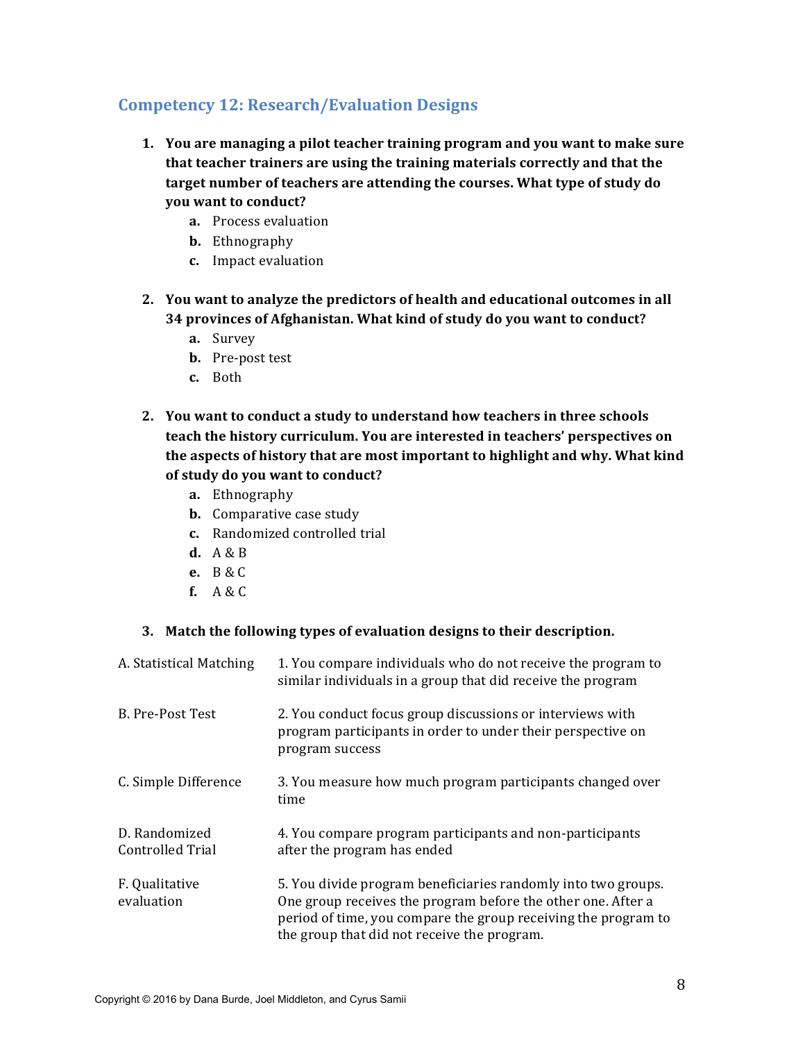## Competency 12: Research/Evaluation Designs

1. **You are managing a pilot teacher training program and you want to make sure that teacher trainers are using the training materials correctly and that the target number of teachers are attending the courses. What type of study do you want to conduct?**
   - **a.** Process evaluation
   - **b.** Ethnography
   - **c.** Impact evaluation

2. **You want to analyze the predictors of health and educational outcomes in all 34 provinces of Afghanistan. What kind of study do you want to conduct?**
   - **a.** Survey
   - **b.** Pre-post test
   - **c.** Both

2. **You want to conduct a study to understand how teachers in three schools teach the history curriculum. You are interested in teachers' perspectives on the aspects of history that are most important to highlight and why. What kind of study do you want to conduct?**
   - **a.** Ethnography
   - **b.** Comparative case study
   - **c.** Randomized controlled trial
   - **d.** A & B
   - **e.** B & C
   - **f.** A & C

3. **Match the following types of evaluation designs to their description.**

| | |
|---|---|
| A. Statistical Matching | 1. You compare individuals who do not receive the program to similar individuals in a group that did receive the program |
| B. Pre-Post Test | 2. You conduct focus group discussions or interviews with program participants in order to under their perspective on program success |
| C. Simple Difference | 3. You measure how much program participants changed over time |
| D. Randomized Controlled Trial | 4. You compare program participants and non-participants after the program has ended |
| F. Qualitative evaluation | 5. You divide program beneficiaries randomly into two groups. One group receives the program before the other one. After a period of time, you compare the group receiving the program to the group that did not receive the program. |

Copyright © 2016 by Dana Burde, Joel Middleton, and Cyrus Samii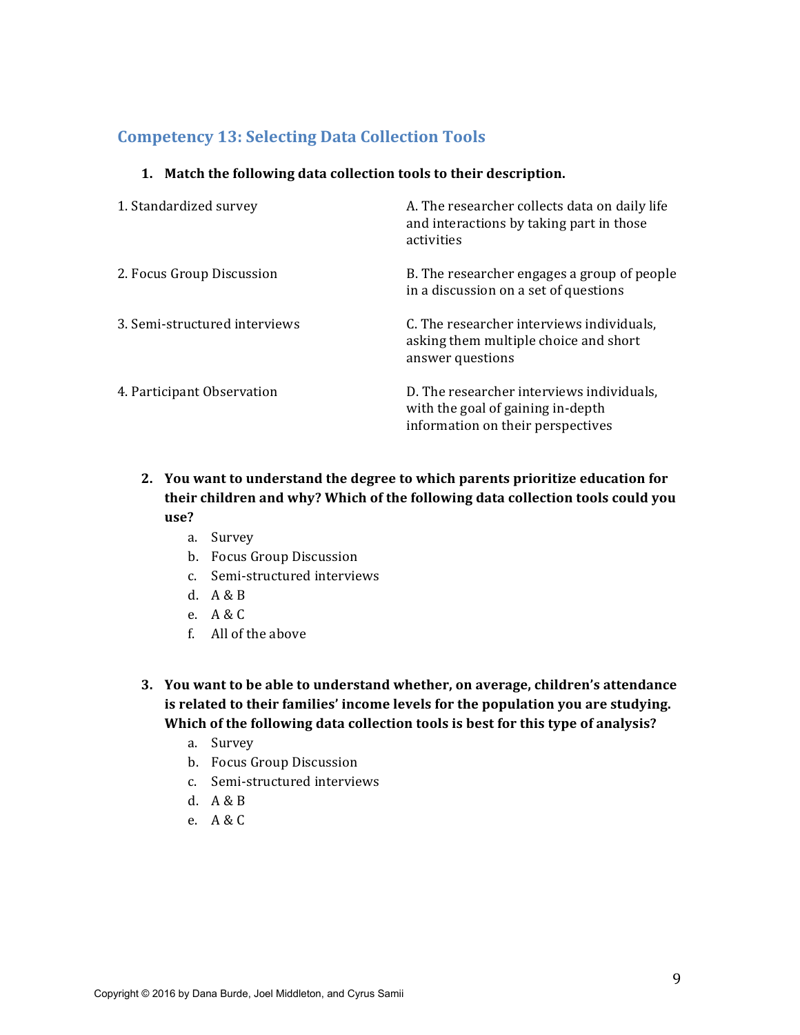## Competency 13: Selecting Data Collection Tools

1. **Match the following data collection tools to their description.**

| | |
|---|---|
| 1. Standardized survey | A. The researcher collects data on daily life and interactions by taking part in those activities |
| 2. Focus Group Discussion | B. The researcher engages a group of people in a discussion on a set of questions |
| 3. Semi-structured interviews | C. The researcher interviews individuals, asking them multiple choice and short answer questions |
| 4. Participant Observation | D. The researcher interviews individuals, with the goal of gaining in-depth information on their perspectives |

2. **You want to understand the degree to which parents prioritize education for their children and why? Which of the following data collection tools could you use?**
   a. Survey
   b. Focus Group Discussion
   c. Semi-structured interviews
   d. A & B
   e. A & C
   f. All of the above

3. **You want to be able to understand whether, on average, children's attendance is related to their families' income levels for the population you are studying. Which of the following data collection tools is best for this type of analysis?**
   a. Survey
   b. Focus Group Discussion
   c. Semi-structured interviews
   d. A & B
   e. A & C

Copyright © 2016 by Dana Burde, Joel Middleton, and Cyrus Samii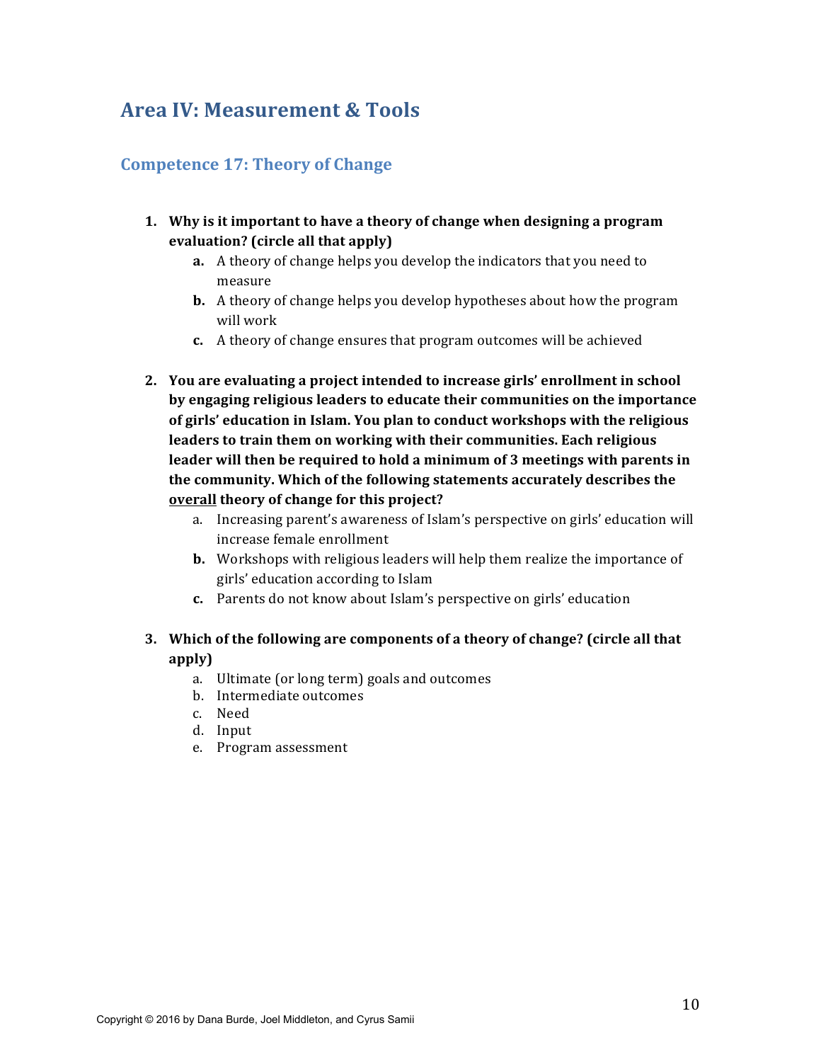## Area IV: Measurement & Tools

### Competence 17: Theory of Change

1. **Why is it important to have a theory of change when designing a program evaluation? (circle all that apply)**
   - **a.** A theory of change helps you develop the indicators that you need to measure
   - **b.** A theory of change helps you develop hypotheses about how the program will work
   - **c.** A theory of change ensures that program outcomes will be achieved

2. **You are evaluating a project intended to increase girls' enrollment in school by engaging religious leaders to educate their communities on the importance of girls' education in Islam. You plan to conduct workshops with the religious leaders to train them on working with their communities. Each religious leader will then be required to hold a minimum of 3 meetings with parents in the community. Which of the following statements accurately describes the <u>overall</u> theory of change for this project?**
   - a. Increasing parent's awareness of Islam's perspective on girls' education will increase female enrollment
   - **b.** Workshops with religious leaders will help them realize the importance of girls' education according to Islam
   - **c.** Parents do not know about Islam's perspective on girls' education

3. **Which of the following are components of a theory of change? (circle all that apply)**
   - a. Ultimate (or long term) goals and outcomes
   - b. Intermediate outcomes
   - c. Need
   - d. Input
   - e. Program assessment

Copyright © 2016 by Dana Burde, Joel Middleton, and Cyrus Samii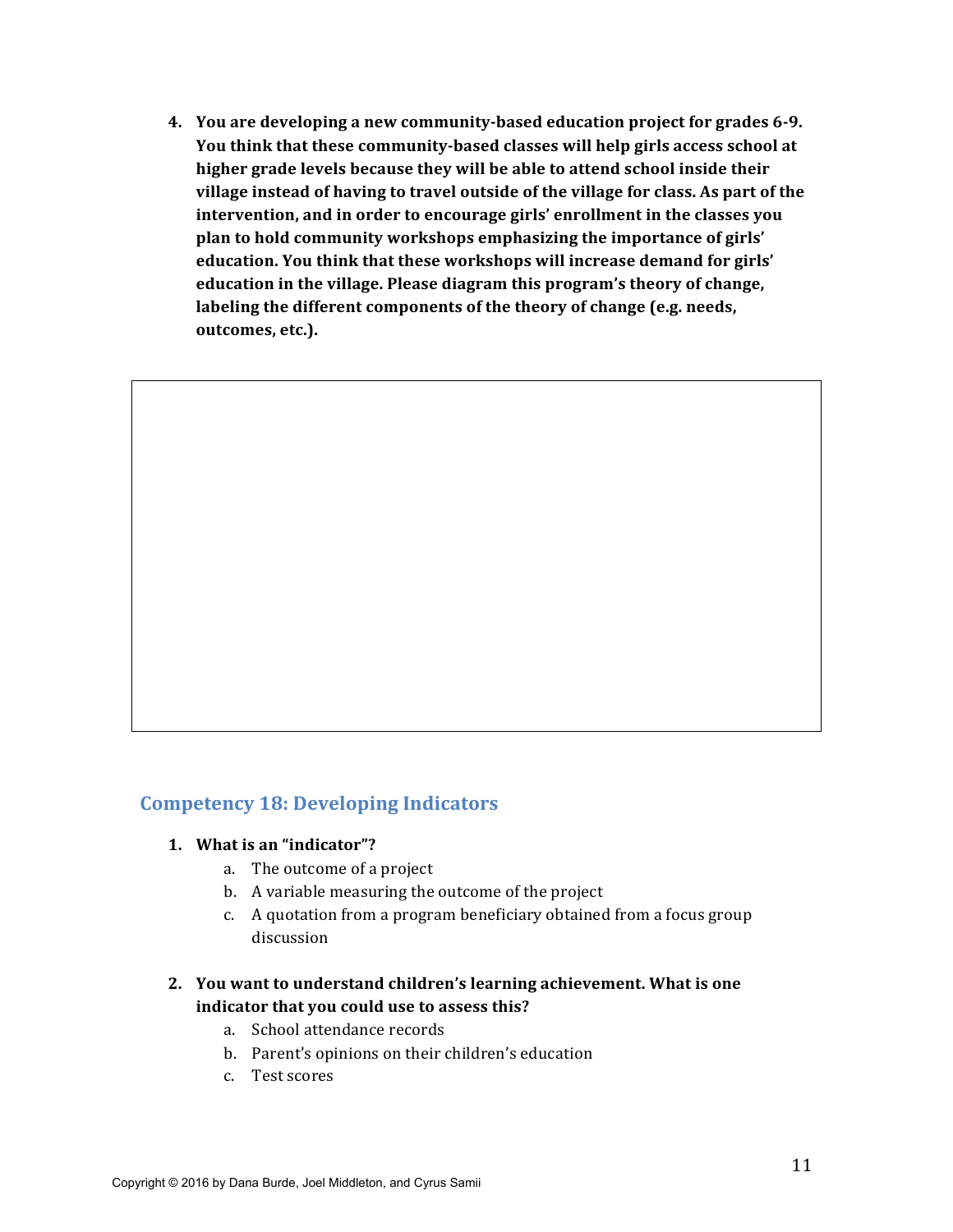4. **You are developing a new community-based education project for grades 6-9. You think that these community-based classes will help girls access school at higher grade levels because they will be able to attend school inside their village instead of having to travel outside of the village for class. As part of the intervention, and in order to encourage girls' enrollment in the classes you plan to hold community workshops emphasizing the importance of girls' education. You think that these workshops will increase demand for girls' education in the village. Please diagram this program's theory of change, labeling the different components of the theory of change (e.g. needs, outcomes, etc.).**

## Competency 18: Developing Indicators

1. **What is an "indicator"?**
   a. The outcome of a project
   b. A variable measuring the outcome of the project
   c. A quotation from a program beneficiary obtained from a focus group discussion

2. **You want to understand children's learning achievement. What is one indicator that you could use to assess this?**
   a. School attendance records
   b. Parent's opinions on their children's education
   c. Test scores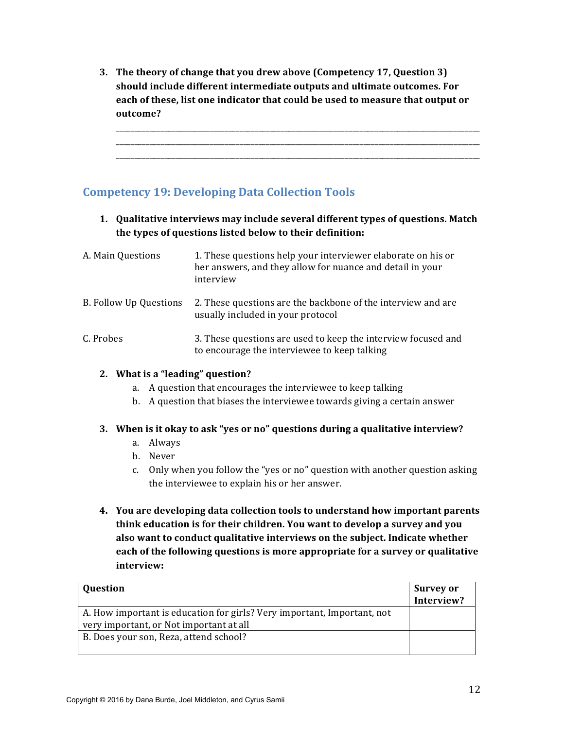3. **The theory of change that you drew above (Competency 17, Question 3) should include different intermediate outputs and ultimate outcomes. For each of these, list one indicator that could be used to measure that output or outcome?**

   ______________________________________________________________________________
   ______________________________________________________________________________
   ______________________________________________________________________________

## Competency 19: Developing Data Collection Tools

1. **Qualitative interviews may include several different types of questions. Match the types of questions listed below to their definition:**

| | |
|---|---|
| A. Main Questions | 1. These questions help your interviewer elaborate on his or her answers, and they allow for nuance and detail in your interview |
| B. Follow Up Questions | 2. These questions are the backbone of the interview and are usually included in your protocol |
| C. Probes | 3. These questions are used to keep the interview focused and to encourage the interviewee to keep talking |

2. **What is a "leading" question?**
   a. A question that encourages the interviewee to keep talking
   b. A question that biases the interviewee towards giving a certain answer

3. **When is it okay to ask "yes or no" questions during a qualitative interview?**
   a. Always
   b. Never
   c. Only when you follow the "yes or no" question with another question asking the interviewee to explain his or her answer.

4. **You are developing data collection tools to understand how important parents think education is for their children. You want to develop a survey and you also want to conduct qualitative interviews on the subject. Indicate whether each of the following questions is more appropriate for a survey or qualitative interview:**

| Question | Survey or Interview? |
|---|---|
| A. How important is education for girls? Very important, Important, not very important, or Not important at all | |
| B. Does your son, Reza, attend school? | |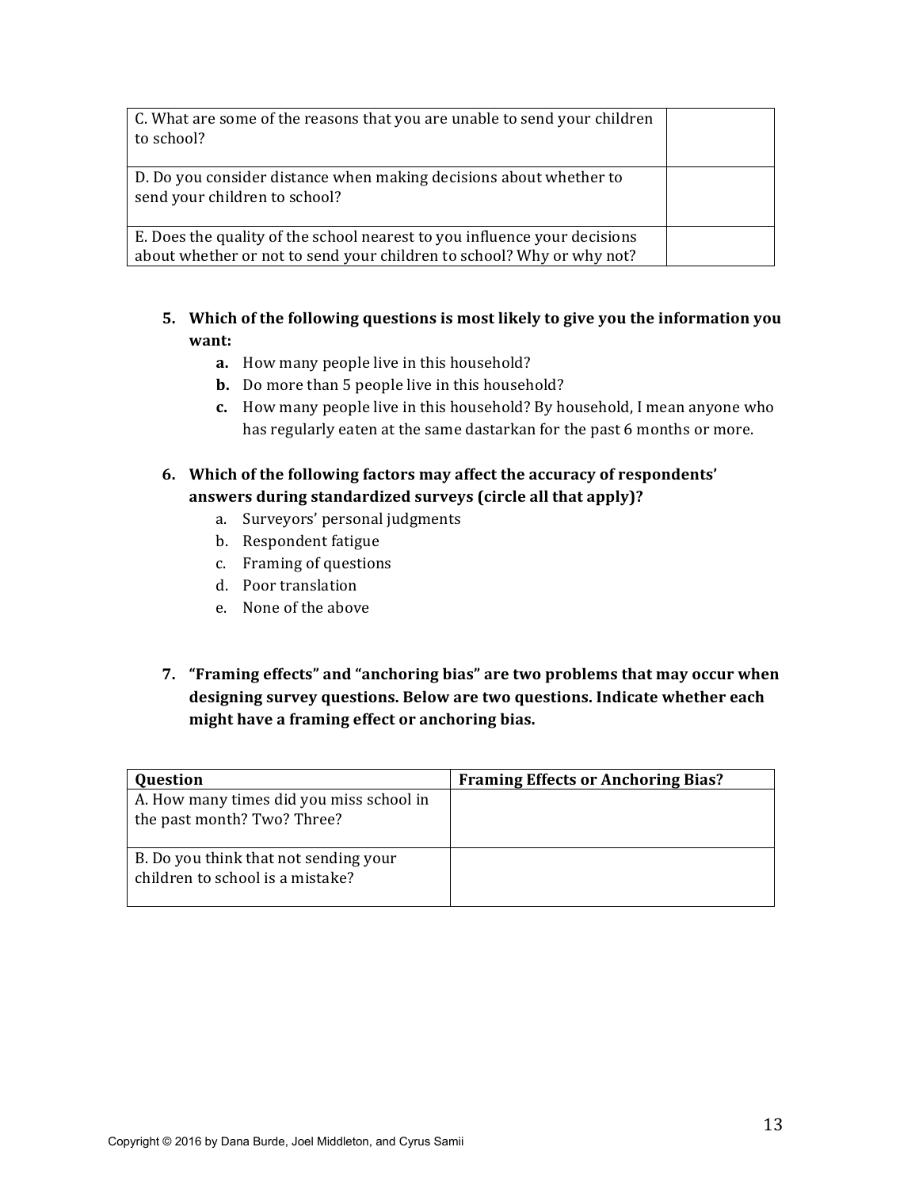| | |
|---|---|
| C. What are some of the reasons that you are unable to send your children to school? | |
| D. Do you consider distance when making decisions about whether to send your children to school? | |
| E. Does the quality of the school nearest to you influence your decisions about whether or not to send your children to school? Why or why not? | |

5. **Which of the following questions is most likely to give you the information you want:**
   - **a.** How many people live in this household?
   - **b.** Do more than 5 people live in this household?
   - **c.** How many people live in this household? By household, I mean anyone who has regularly eaten at the same dastarkan for the past 6 months or more.

6. **Which of the following factors may affect the accuracy of respondents' answers during standardized surveys (circle all that apply)?**
   - a. Surveyors' personal judgments
   - b. Respondent fatigue
   - c. Framing of questions
   - d. Poor translation
   - e. None of the above

7. **"Framing effects" and "anchoring bias" are two problems that may occur when designing survey questions. Below are two questions. Indicate whether each might have a framing effect or anchoring bias.**

| Question | Framing Effects or Anchoring Bias? |
|---|---|
| A. How many times did you miss school in the past month? Two? Three? | |
| B. Do you think that not sending your children to school is a mistake? | |

Copyright © 2016 by Dana Burde, Joel Middleton, and Cyrus Samii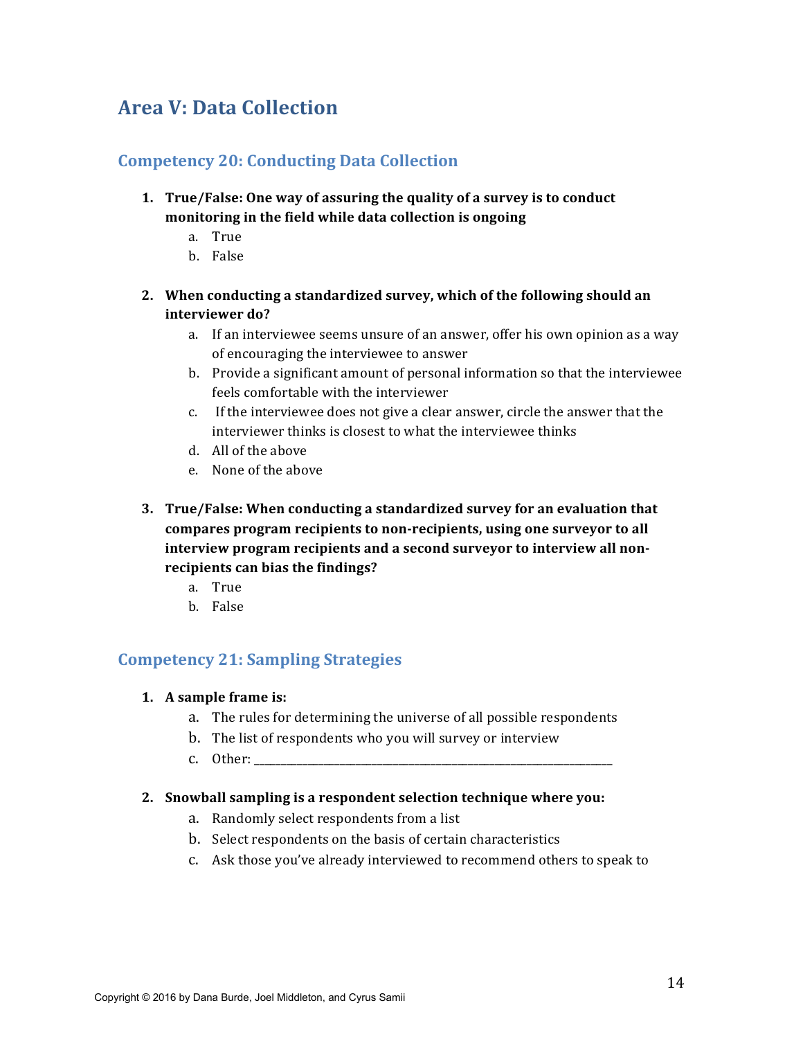## Area V: Data Collection

### Competency 20: Conducting Data Collection

1. **True/False: One way of assuring the quality of a survey is to conduct monitoring in the field while data collection is ongoing**
    a. True
    b. False

2. **When conducting a standardized survey, which of the following should an interviewer do?**
    a. If an interviewee seems unsure of an answer, offer his own opinion as a way of encouraging the interviewee to answer
    b. Provide a significant amount of personal information so that the interviewee feels comfortable with the interviewer
    c. If the interviewee does not give a clear answer, circle the answer that the interviewer thinks is closest to what the interviewee thinks
    d. All of the above
    e. None of the above

3. **True/False: When conducting a standardized survey for an evaluation that compares program recipients to non-recipients, using one surveyor to all interview program recipients and a second surveyor to interview all non-recipients can bias the findings?**
    a. True
    b. False

### Competency 21: Sampling Strategies

1. **A sample frame is:**
    a. The rules for determining the universe of all possible respondents
    b. The list of respondents who you will survey or interview
    c. Other: ____________________________________________________________

2. **Snowball sampling is a respondent selection technique where you:**
    a. Randomly select respondents from a list
    b. Select respondents on the basis of certain characteristics
    c. Ask those you've already interviewed to recommend others to speak to

Copyright © 2016 by Dana Burde, Joel Middleton, and Cyrus Samii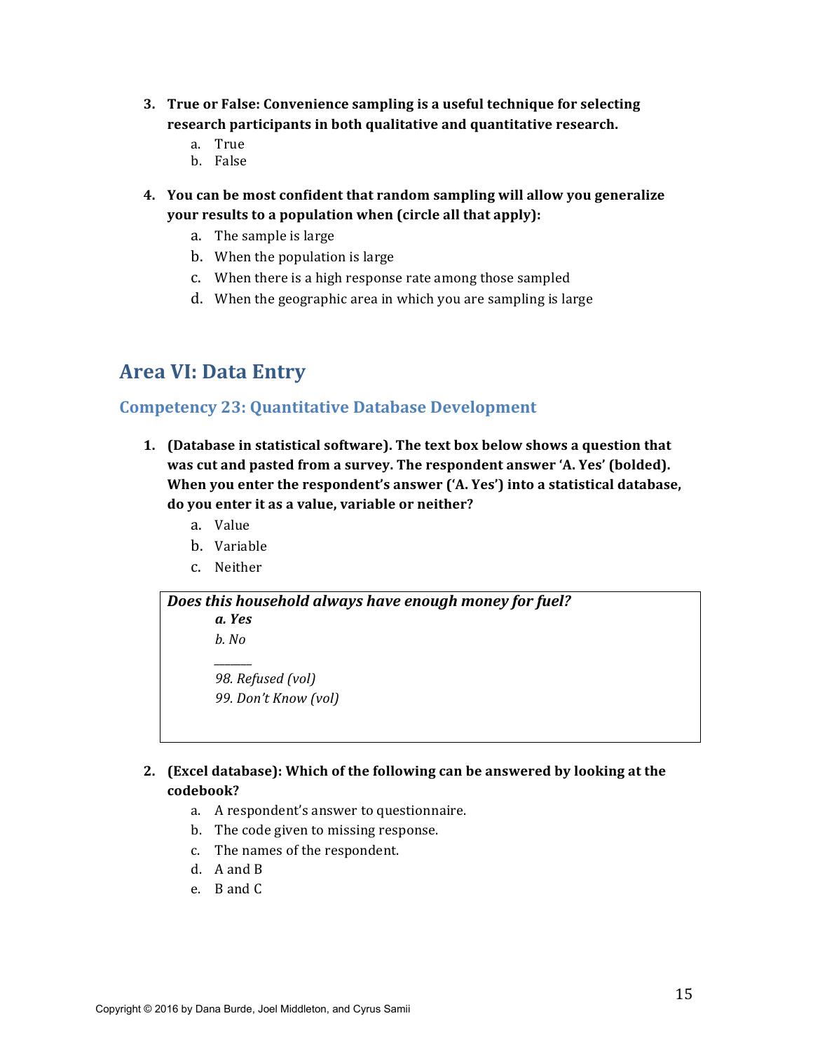3. **True or False: Convenience sampling is a useful technique for selecting research participants in both qualitative and quantitative research.**
   a. True
   b. False

4. **You can be most confident that random sampling will allow you generalize your results to a population when (circle all that apply):**
   a. The sample is large
   b. When the population is large
   c. When there is a high response rate among those sampled
   d. When the geographic area in which you are sampling is large

## Area VI: Data Entry

### Competency 23: Quantitative Database Development

1. **(Database in statistical software). The text box below shows a question that was cut and pasted from a survey. The respondent answer 'A. Yes' (bolded). When you enter the respondent's answer ('A. Yes') into a statistical database, do you enter it as a value, variable or neither?**
   a. Value
   b. Variable
   c. Neither

> ***Does this household always have enough money for fuel?***
>
> ***a. Yes***
>
> *b. No*
>
> ______
>
> *98. Refused (vol)*
>
> *99. Don't Know (vol)*

2. **(Excel database): Which of the following can be answered by looking at the codebook?**
   a. A respondent's answer to questionnaire.
   b. The code given to missing response.
   c. The names of the respondent.
   d. A and B
   e. B and C

Copyright © 2016 by Dana Burde, Joel Middleton, and Cyrus Samii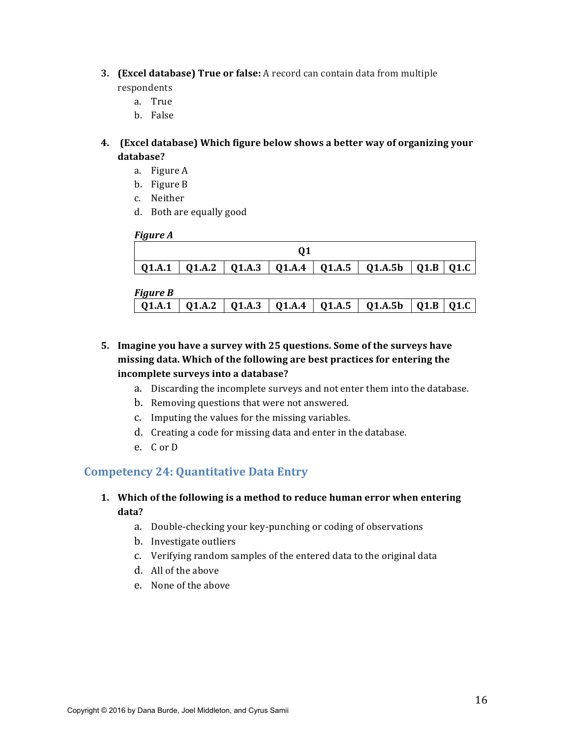3. **(Excel database) True or false:** A record can contain data from multiple respondents
   a. True
   b. False

4. **(Excel database) Which figure below shows a better way of organizing your database?**
   a. Figure A
   b. Figure B
   c. Neither
   d. Both are equally good

***Figure A***

| Q1 | | | | | | | |
|---|---|---|---|---|---|---|---|
| **Q1.A.1** | **Q1.A.2** | **Q1.A.3** | **Q1.A.4** | **Q1.A.5** | **Q1.A.5b** | **Q1.B** | **Q1.C** |

***Figure B***

| Q1.A.1 | Q1.A.2 | Q1.A.3 | Q1.A.4 | Q1.A.5 | Q1.A.5b | Q1.B | Q1.C |
|---|---|---|---|---|---|---|---|

5. **Imagine you have a survey with 25 questions. Some of the surveys have missing data. Which of the following are best practices for entering the incomplete surveys into a database?**
   a. Discarding the incomplete surveys and not enter them into the database.
   b. Removing questions that were not answered.
   c. Imputing the values for the missing variables.
   d. Creating a code for missing data and enter in the database.
   e. C or D

## Competency 24: Quantitative Data Entry

1. **Which of the following is a method to reduce human error when entering data?**
   a. Double-checking your key-punching or coding of observations
   b. Investigate outliers
   c. Verifying random samples of the entered data to the original data
   d. All of the above
   e. None of the above

Copyright © 2016 by Dana Burde, Joel Middleton, and Cyrus Samii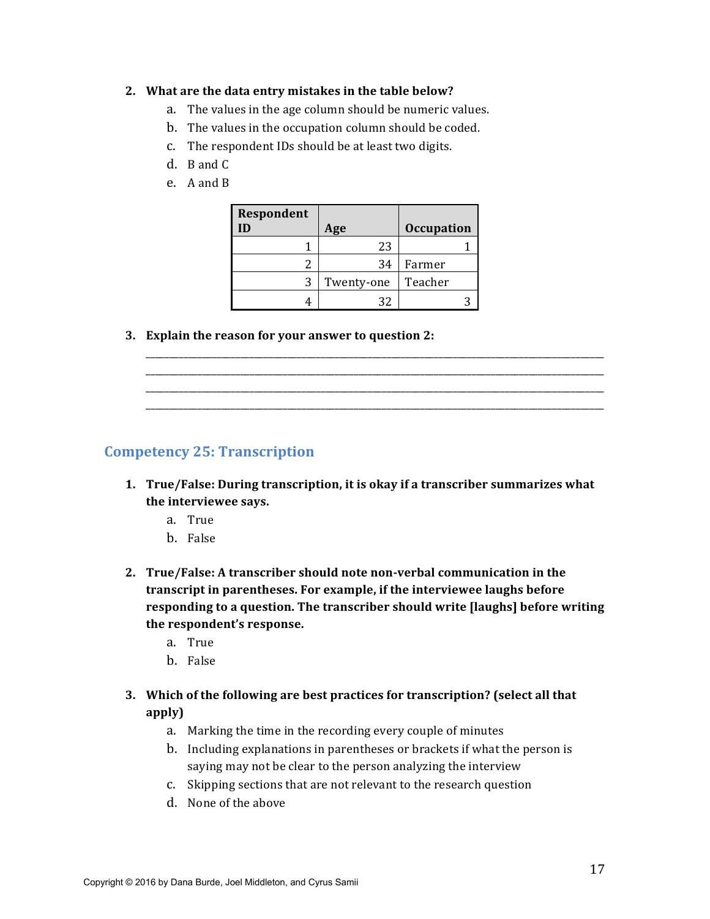2. **What are the data entry mistakes in the table below?**
   a. The values in the age column should be numeric values.
   b. The values in the occupation column should be coded.
   c. The respondent IDs should be at least two digits.
   d. B and C
   e. A and B

| Respondent ID | Age | Occupation |
|---|---|---|
| 1 | 23 | 1 |
| 2 | 34 | Farmer |
| 3 | Twenty-one | Teacher |
| 4 | 32 | 3 |

3. **Explain the reason for your answer to question 2:**

______________________________________________________________________________
______________________________________________________________________________
______________________________________________________________________________
______________________________________________________________________________

## Competency 25: Transcription

1. **True/False: During transcription, it is okay if a transcriber summarizes what the interviewee says.**
   a. True
   b. False

2. **True/False: A transcriber should note non-verbal communication in the transcript in parentheses. For example, if the interviewee laughs before responding to a question. The transcriber should write [laughs] before writing the respondent's response.**
   a. True
   b. False

3. **Which of the following are best practices for transcription? (select all that apply)**
   a. Marking the time in the recording every couple of minutes
   b. Including explanations in parentheses or brackets if what the person is saying may not be clear to the person analyzing the interview
   c. Skipping sections that are not relevant to the research question
   d. None of the above

Copyright © 2016 by Dana Burde, Joel Middleton, and Cyrus Samii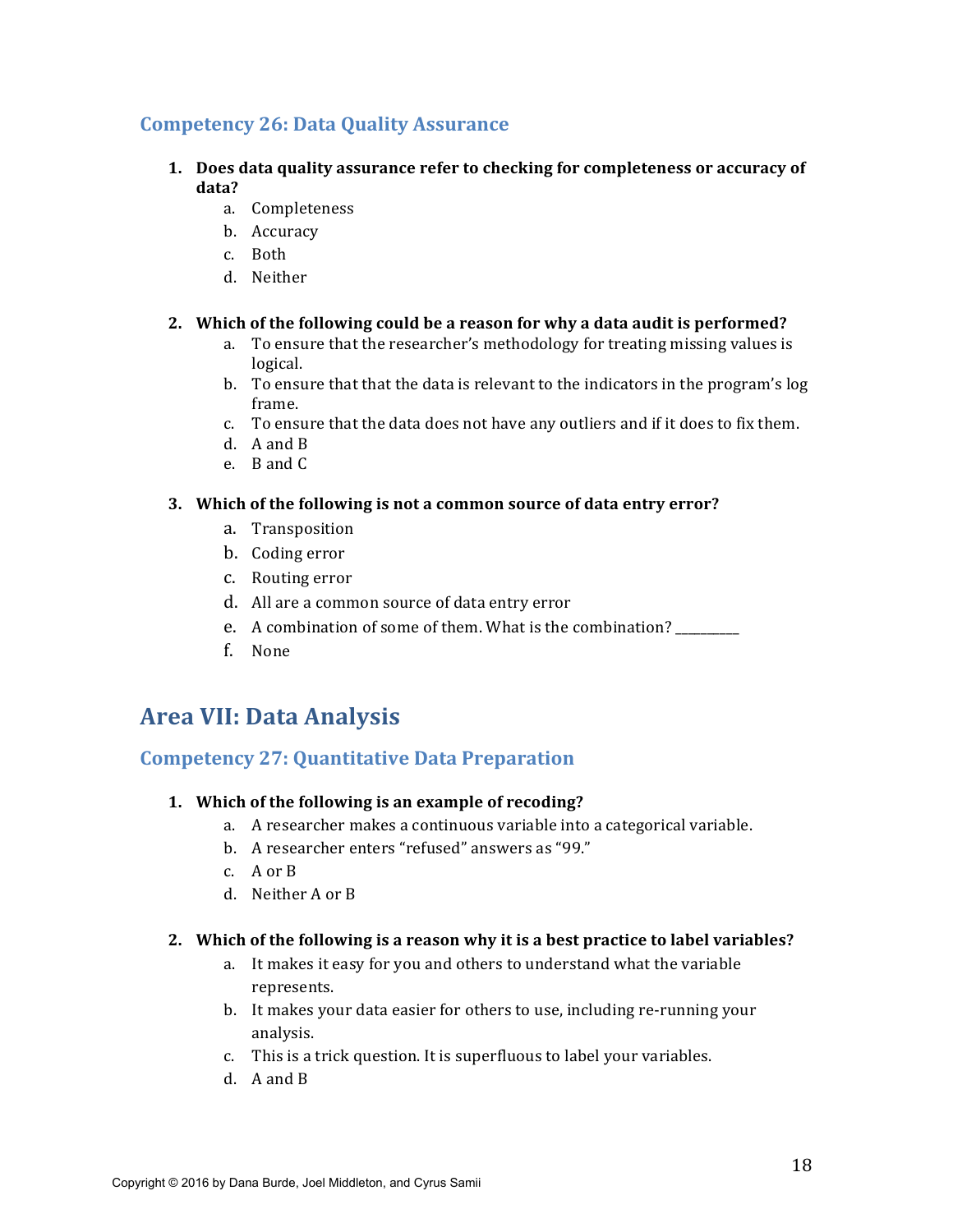### Competency 26: Data Quality Assurance

1. **Does data quality assurance refer to checking for completeness or accuracy of data?**
   a. Completeness
   b. Accuracy
   c. Both
   d. Neither

2. **Which of the following could be a reason for why a data audit is performed?**
   a. To ensure that the researcher's methodology for treating missing values is logical.
   b. To ensure that that the data is relevant to the indicators in the program's log frame.
   c. To ensure that the data does not have any outliers and if it does to fix them.
   d. A and B
   e. B and C

3. **Which of the following is not a common source of data entry error?**
   a. Transposition
   b. Coding error
   c. Routing error
   d. All are a common source of data entry error
   e. A combination of some of them. What is the combination? __________
   f. None

## Area VII: Data Analysis

### Competency 27: Quantitative Data Preparation

1. **Which of the following is an example of recoding?**
   a. A researcher makes a continuous variable into a categorical variable.
   b. A researcher enters "refused" answers as "99."
   c. A or B
   d. Neither A or B

2. **Which of the following is a reason why it is a best practice to label variables?**
   a. It makes it easy for you and others to understand what the variable represents.
   b. It makes your data easier for others to use, including re-running your analysis.
   c. This is a trick question. It is superfluous to label your variables.
   d. A and B

Copyright © 2016 by Dana Burde, Joel Middleton, and Cyrus Samii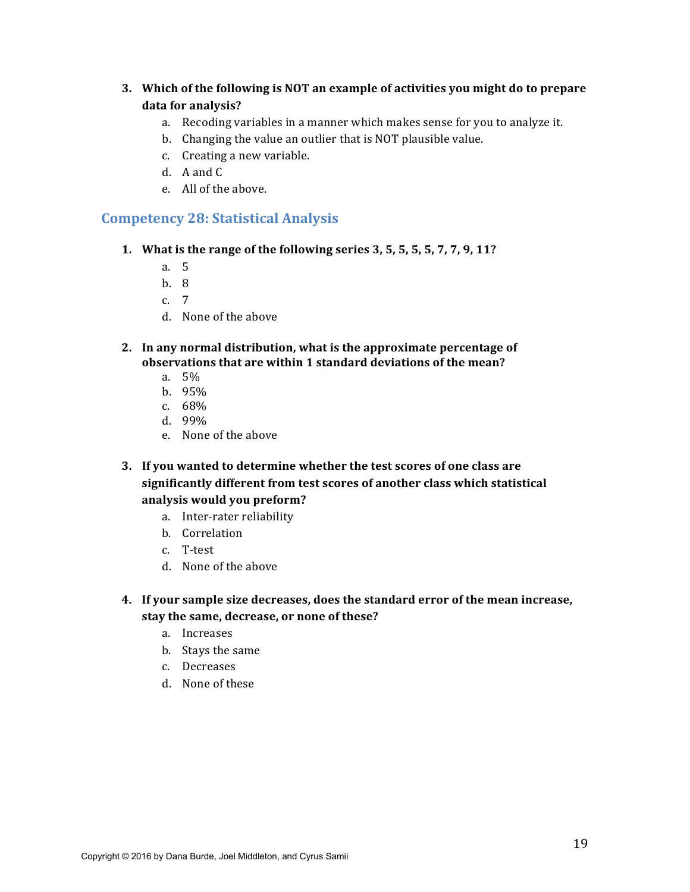3. **Which of the following is NOT an example of activities you might do to prepare data for analysis?**
   a. Recoding variables in a manner which makes sense for you to analyze it.
   b. Changing the value an outlier that is NOT plausible value.
   c. Creating a new variable.
   d. A and C
   e. All of the above.

## Competency 28: Statistical Analysis

1. **What is the range of the following series 3, 5, 5, 5, 5, 7, 7, 9, 11?**
   a. 5
   b. 8
   c. 7
   d. None of the above

2. **In any normal distribution, what is the approximate percentage of observations that are within 1 standard deviations of the mean?**
   a. 5%
   b. 95%
   c. 68%
   d. 99%
   e. None of the above

3. **If you wanted to determine whether the test scores of one class are significantly different from test scores of another class which statistical analysis would you preform?**
   a. Inter-rater reliability
   b. Correlation
   c. T-test
   d. None of the above

4. **If your sample size decreases, does the standard error of the mean increase, stay the same, decrease, or none of these?**
   a. Increases
   b. Stays the same
   c. Decreases
   d. None of these

Copyright © 2016 by Dana Burde, Joel Middleton, and Cyrus Samii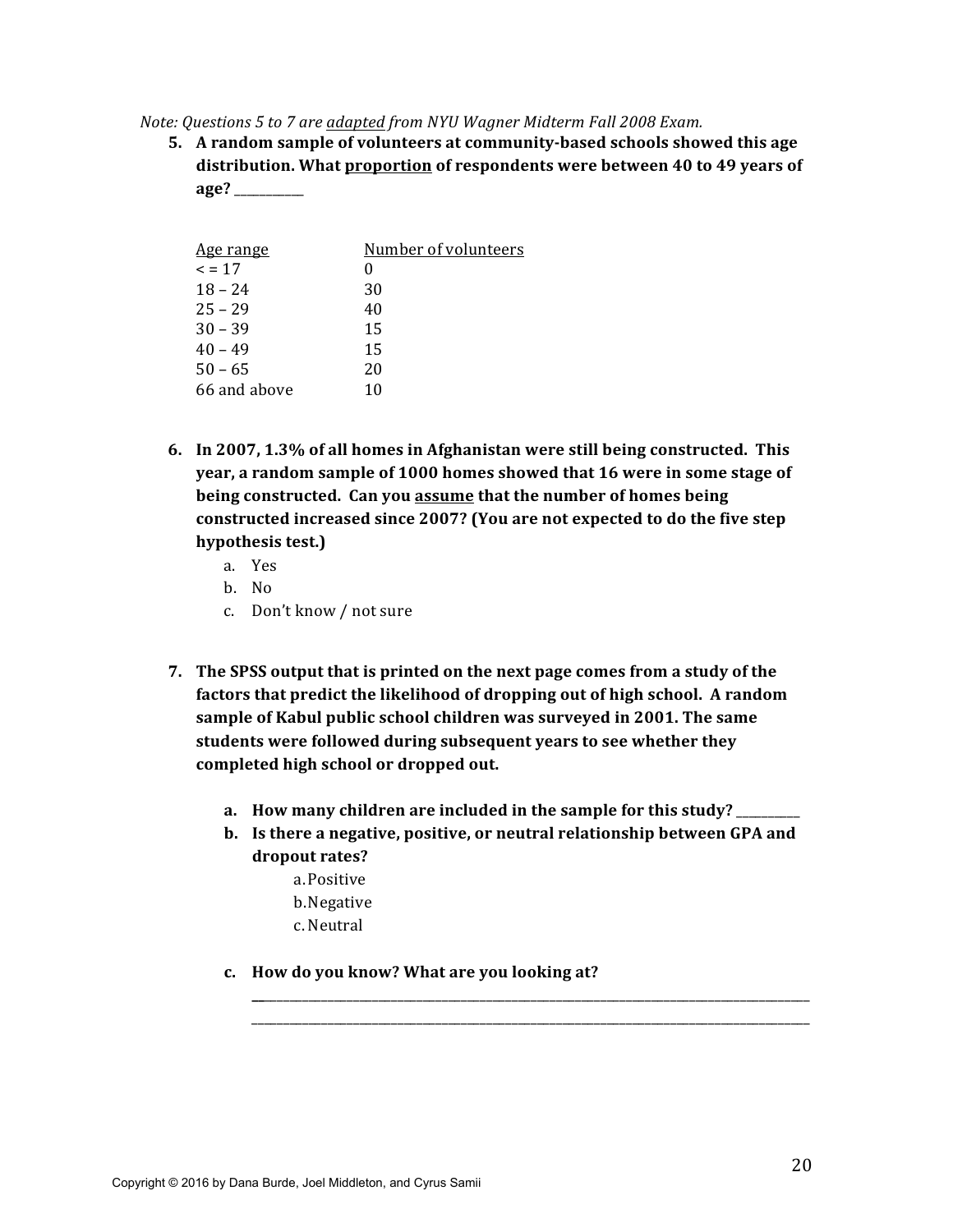*Note: Questions 5 to 7 are adapted from NYU Wagner Midterm Fall 2008 Exam.*

5. **A random sample of volunteers at community-based schools showed this age distribution. What proportion of respondents were between 40 to 49 years of age? ________**

| Age range | Number of volunteers |
|---|---|
| < = 17 | 0 |
| 18 – 24 | 30 |
| 25 – 29 | 40 |
| 30 – 39 | 15 |
| 40 – 49 | 15 |
| 50 – 65 | 20 |
| 66 and above | 10 |

6. **In 2007, 1.3% of all homes in Afghanistan were still being constructed. This year, a random sample of 1000 homes showed that 16 were in some stage of being constructed. Can you assume that the number of homes being constructed increased since 2007? (You are not expected to do the five step hypothesis test.)**
   a. Yes
   b. No
   c. Don't know / not sure

7. **The SPSS output that is printed on the next page comes from a study of the factors that predict the likelihood of dropping out of high school. A random sample of Kabul public school children was surveyed in 2001. The same students were followed during subsequent years to see whether they completed high school or dropped out.**
   a. **How many children are included in the sample for this study? ________**
   b. **Is there a negative, positive, or neutral relationship between GPA and dropout rates?**
      a. Positive
      b. Negative
      c. Neutral
   c. **How do you know? What are you looking at?**

      ______________________________________________________________________
      ______________________________________________________________________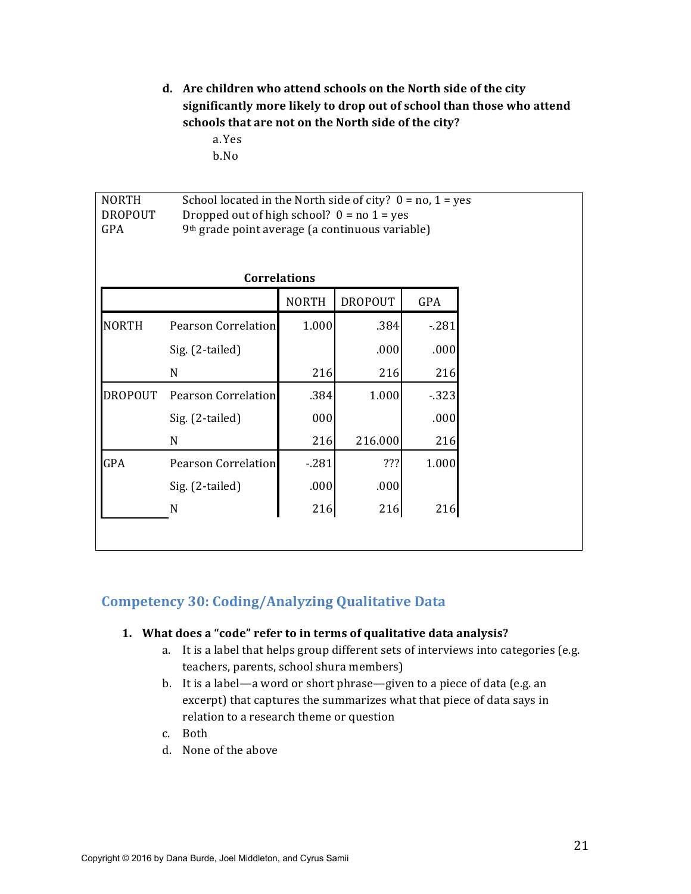d. **Are children who attend schools on the North side of the city significantly more likely to drop out of school than those who attend schools that are not on the North side of the city?**
   a. Yes
   b. No

| | |
|---|---|
| NORTH | School located in the North side of city? 0 = no, 1 = yes |
| DROPOUT | Dropped out of high school? 0 = no 1 = yes |
| GPA | 9th grade point average (a continuous variable) |

**Correlations**

| | | NORTH | DROPOUT | GPA |
|---|---|---|---|---|
| NORTH | Pearson Correlation | 1.000 | .384 | -.281 |
| | Sig. (2-tailed) | | .000 | .000 |
| | N | 216 | 216 | 216 |
| DROPOUT | Pearson Correlation | .384 | 1.000 | -.323 |
| | Sig. (2-tailed) | 000 | | .000 |
| | N | 216 | 216.000 | 216 |
| GPA | Pearson Correlation | -.281 | ??? | 1.000 |
| | Sig. (2-tailed) | .000 | .000 | |
| | N | 216 | 216 | 216 |

## Competency 30: Coding/Analyzing Qualitative Data

1. **What does a "code" refer to in terms of qualitative data analysis?**
   a. It is a label that helps group different sets of interviews into categories (e.g. teachers, parents, school shura members)
   b. It is a label—a word or short phrase—given to a piece of data (e.g. an excerpt) that captures the summarizes what that piece of data says in relation to a research theme or question
   c. Both
   d. None of the above

Copyright © 2016 by Dana Burde, Joel Middleton, and Cyrus Samii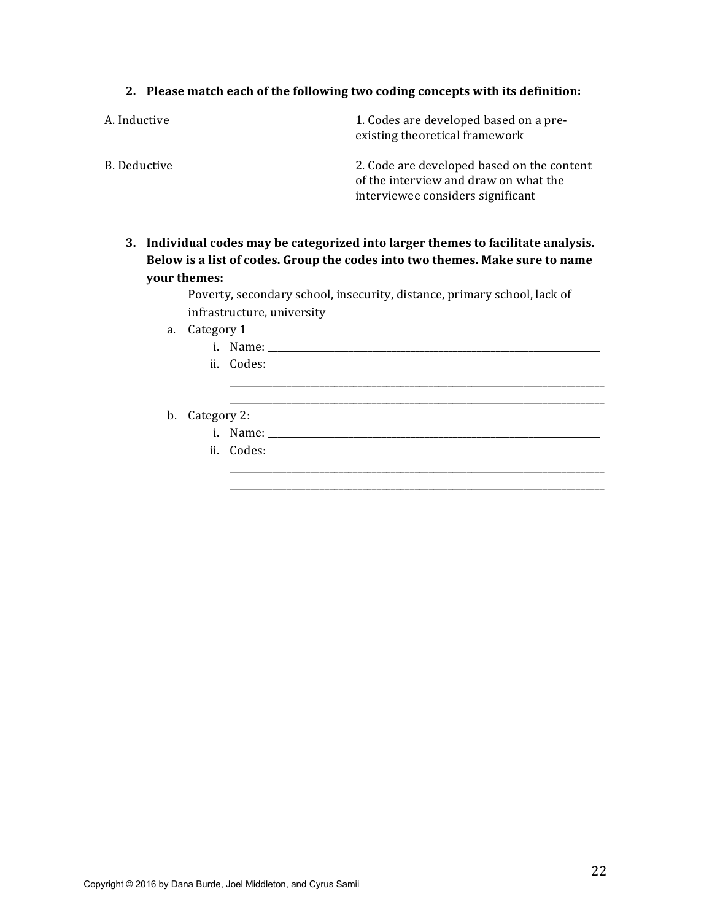2. **Please match each of the following two coding concepts with its definition:**

| | |
|---|---|
| A. Inductive | 1. Codes are developed based on a pre-existing theoretical framework |
| B. Deductive | 2. Code are developed based on the content of the interview and draw on what the interviewee considers significant |

3. **Individual codes may be categorized into larger themes to facilitate analysis. Below is a list of codes. Group the codes into two themes. Make sure to name your themes:**

   Poverty, secondary school, insecurity, distance, primary school, lack of infrastructure, university

   a. Category 1
      i. Name: ______________________________
      ii. Codes:
      ______________________________
      ______________________________

   b. Category 2:
      i. Name: ______________________________
      ii. Codes:
      ______________________________
      ______________________________

Copyright © 2016 by Dana Burde, Joel Middleton, and Cyrus Samii